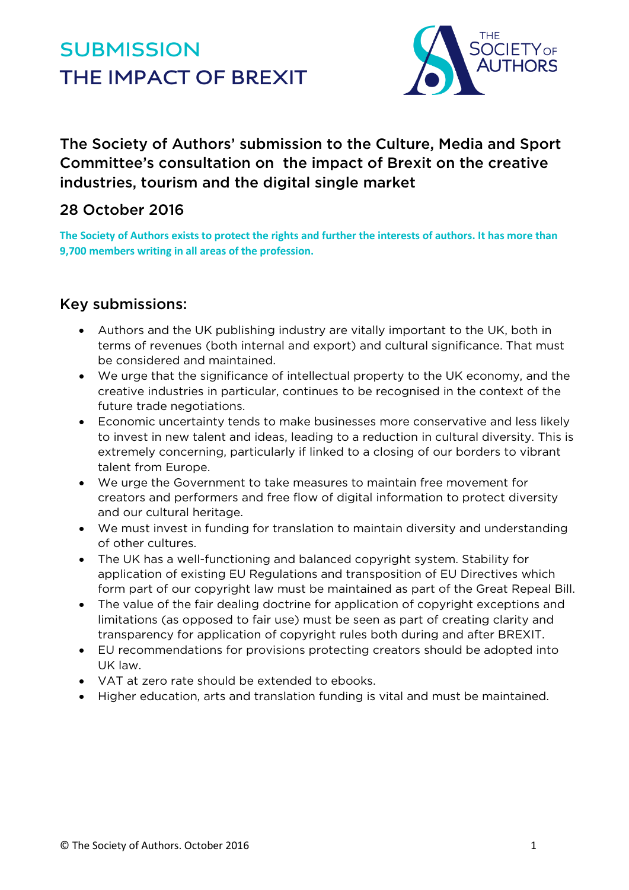# SUBMISSION
# THE IMPACT OF BREXIT

THE SOCIETY OF AUTHORS

## The Society of Authors' submission to the Culture, Media and Sport Committee's consultation on the impact of Brexit on the creative industries, tourism and the digital single market

## 28 October 2016

**The Society of Authors exists to protect the rights and further the interests of authors. It has more than 9,700 members writing in all areas of the profession.**

## Key submissions:

- Authors and the UK publishing industry are vitally important to the UK, both in terms of revenues (both internal and export) and cultural significance. That must be considered and maintained.
- We urge that the significance of intellectual property to the UK economy, and the creative industries in particular, continues to be recognised in the context of the future trade negotiations.
- Economic uncertainty tends to make businesses more conservative and less likely to invest in new talent and ideas, leading to a reduction in cultural diversity. This is extremely concerning, particularly if linked to a closing of our borders to vibrant talent from Europe.
- We urge the Government to take measures to maintain free movement for creators and performers and free flow of digital information to protect diversity and our cultural heritage.
- We must invest in funding for translation to maintain diversity and understanding of other cultures.
- The UK has a well-functioning and balanced copyright system. Stability for application of existing EU Regulations and transposition of EU Directives which form part of our copyright law must be maintained as part of the Great Repeal Bill.
- The value of the fair dealing doctrine for application of copyright exceptions and limitations (as opposed to fair use) must be seen as part of creating clarity and transparency for application of copyright rules both during and after BREXIT.
- EU recommendations for provisions protecting creators should be adopted into UK law.
- VAT at zero rate should be extended to ebooks.
- Higher education, arts and translation funding is vital and must be maintained.

© The Society of Authors. October 2016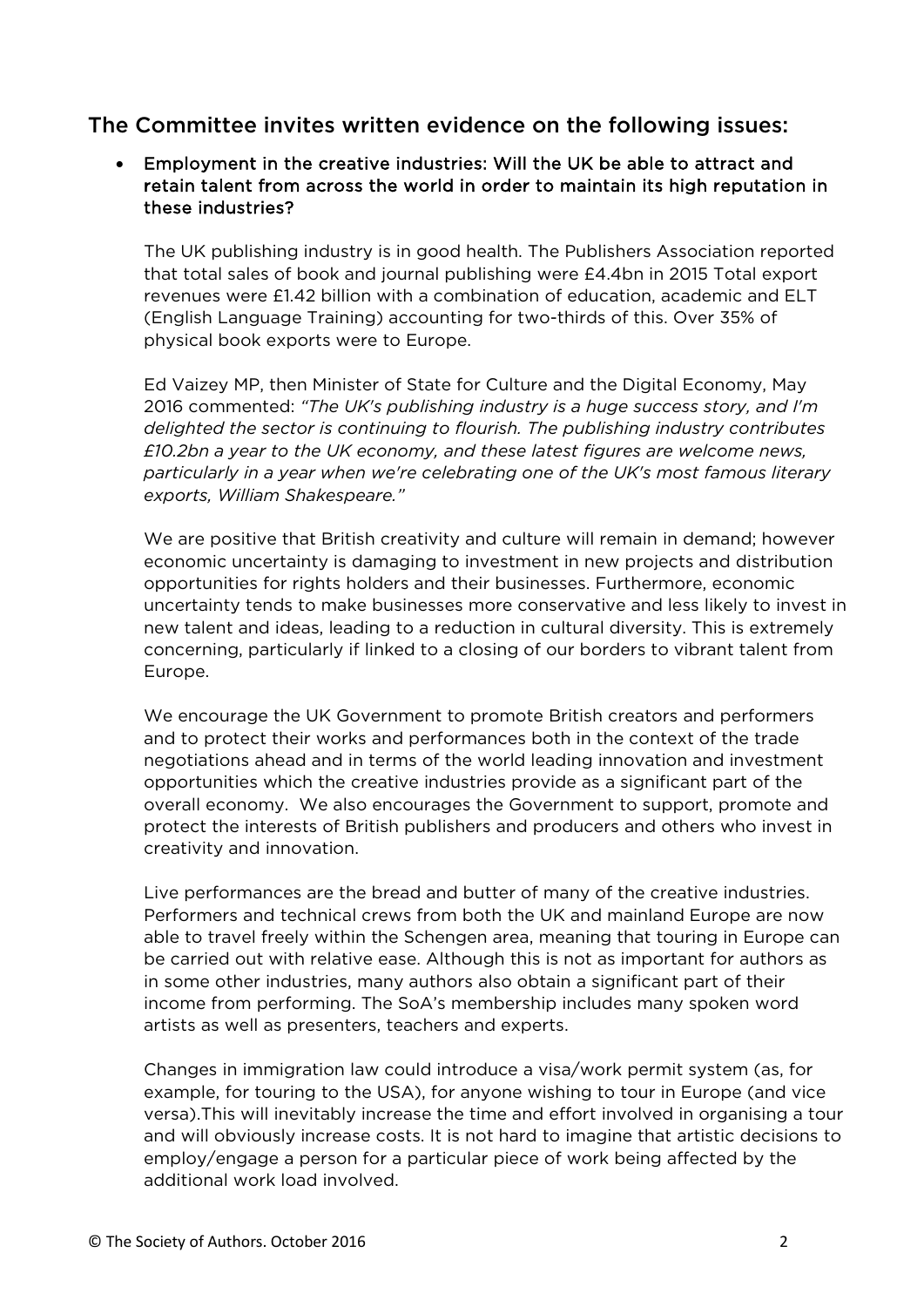## The Committee invites written evidence on the following issues:

- **Employment in the creative industries: Will the UK be able to attract and retain talent from across the world in order to maintain its high reputation in these industries?**

  The UK publishing industry is in good health. The Publishers Association reported that total sales of book and journal publishing were £4.4bn in 2015 Total export revenues were £1.42 billion with a combination of education, academic and ELT (English Language Training) accounting for two-thirds of this. Over 35% of physical book exports were to Europe.

  Ed Vaizey MP, then Minister of State for Culture and the Digital Economy, May 2016 commented: *"The UK's publishing industry is a huge success story, and I'm delighted the sector is continuing to flourish. The publishing industry contributes £10.2bn a year to the UK economy, and these latest figures are welcome news, particularly in a year when we're celebrating one of the UK's most famous literary exports, William Shakespeare."*

  We are positive that British creativity and culture will remain in demand; however economic uncertainty is damaging to investment in new projects and distribution opportunities for rights holders and their businesses. Furthermore, economic uncertainty tends to make businesses more conservative and less likely to invest in new talent and ideas, leading to a reduction in cultural diversity. This is extremely concerning, particularly if linked to a closing of our borders to vibrant talent from Europe.

  We encourage the UK Government to promote British creators and performers and to protect their works and performances both in the context of the trade negotiations ahead and in terms of the world leading innovation and investment opportunities which the creative industries provide as a significant part of the overall economy. We also encourages the Government to support, promote and protect the interests of British publishers and producers and others who invest in creativity and innovation.

  Live performances are the bread and butter of many of the creative industries. Performers and technical crews from both the UK and mainland Europe are now able to travel freely within the Schengen area, meaning that touring in Europe can be carried out with relative ease. Although this is not as important for authors as in some other industries, many authors also obtain a significant part of their income from performing. The SoA's membership includes many spoken word artists as well as presenters, teachers and experts.

  Changes in immigration law could introduce a visa/work permit system (as, for example, for touring to the USA), for anyone wishing to tour in Europe (and vice versa).This will inevitably increase the time and effort involved in organising a tour and will obviously increase costs. It is not hard to imagine that artistic decisions to employ/engage a person for a particular piece of work being affected by the additional work load involved.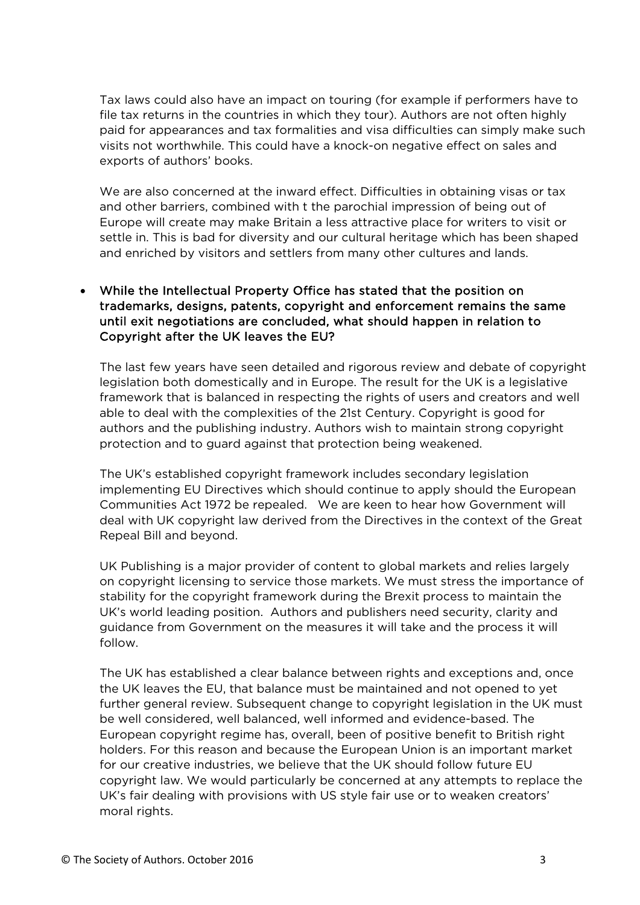Tax laws could also have an impact on touring (for example if performers have to file tax returns in the countries in which they tour). Authors are not often highly paid for appearances and tax formalities and visa difficulties can simply make such visits not worthwhile. This could have a knock-on negative effect on sales and exports of authors' books.

We are also concerned at the inward effect. Difficulties in obtaining visas or tax and other barriers, combined with t the parochial impression of being out of Europe will create may make Britain a less attractive place for writers to visit or settle in. This is bad for diversity and our cultural heritage which has been shaped and enriched by visitors and settlers from many other cultures and lands.

- **While the Intellectual Property Office has stated that the position on trademarks, designs, patents, copyright and enforcement remains the same until exit negotiations are concluded, what should happen in relation to Copyright after the UK leaves the EU?**

  The last few years have seen detailed and rigorous review and debate of copyright legislation both domestically and in Europe. The result for the UK is a legislative framework that is balanced in respecting the rights of users and creators and well able to deal with the complexities of the 21st Century. Copyright is good for authors and the publishing industry. Authors wish to maintain strong copyright protection and to guard against that protection being weakened.

  The UK's established copyright framework includes secondary legislation implementing EU Directives which should continue to apply should the European Communities Act 1972 be repealed. We are keen to hear how Government will deal with UK copyright law derived from the Directives in the context of the Great Repeal Bill and beyond.

  UK Publishing is a major provider of content to global markets and relies largely on copyright licensing to service those markets. We must stress the importance of stability for the copyright framework during the Brexit process to maintain the UK's world leading position. Authors and publishers need security, clarity and guidance from Government on the measures it will take and the process it will follow.

  The UK has established a clear balance between rights and exceptions and, once the UK leaves the EU, that balance must be maintained and not opened to yet further general review. Subsequent change to copyright legislation in the UK must be well considered, well balanced, well informed and evidence-based. The European copyright regime has, overall, been of positive benefit to British right holders. For this reason and because the European Union is an important market for our creative industries, we believe that the UK should follow future EU copyright law. We would particularly be concerned at any attempts to replace the UK's fair dealing with provisions with US style fair use or to weaken creators' moral rights.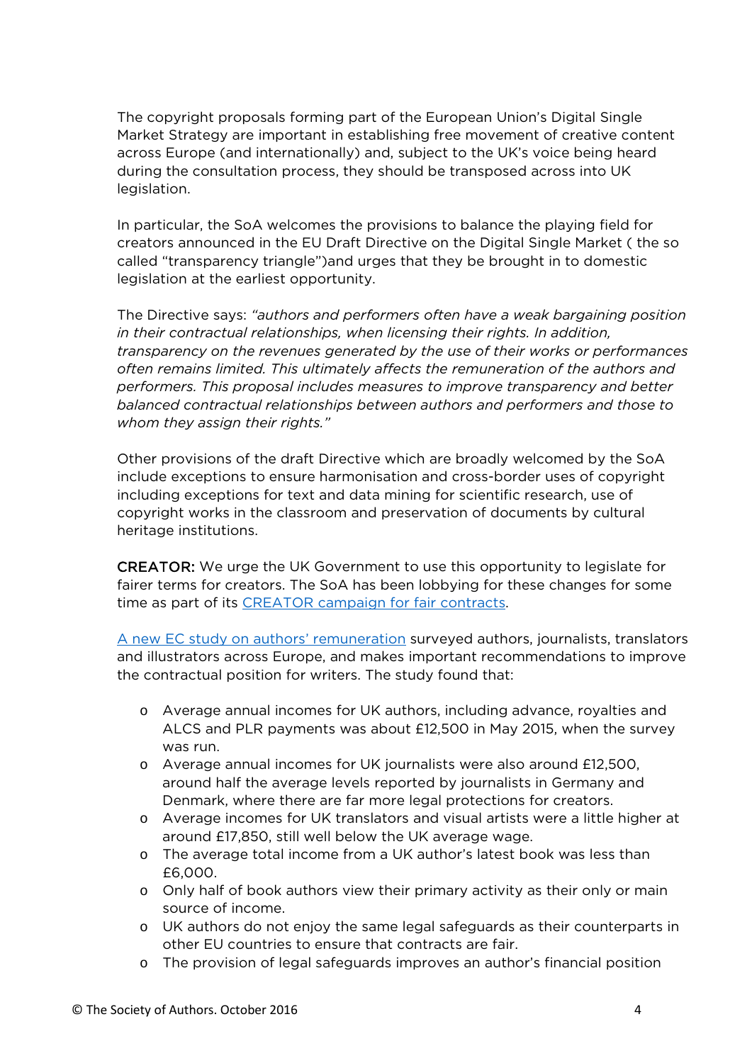The copyright proposals forming part of the European Union's Digital Single Market Strategy are important in establishing free movement of creative content across Europe (and internationally) and, subject to the UK's voice being heard during the consultation process, they should be transposed across into UK legislation.

In particular, the SoA welcomes the provisions to balance the playing field for creators announced in the EU Draft Directive on the Digital Single Market ( the so called "transparency triangle")and urges that they be brought in to domestic legislation at the earliest opportunity.

The Directive says: *"authors and performers often have a weak bargaining position in their contractual relationships, when licensing their rights. In addition, transparency on the revenues generated by the use of their works or performances often remains limited. This ultimately affects the remuneration of the authors and performers. This proposal includes measures to improve transparency and better balanced contractual relationships between authors and performers and those to whom they assign their rights."*

Other provisions of the draft Directive which are broadly welcomed by the SoA include exceptions to ensure harmonisation and cross-border uses of copyright including exceptions for text and data mining for scientific research, use of copyright works in the classroom and preservation of documents by cultural heritage institutions.

CREATOR: We urge the UK Government to use this opportunity to legislate for fairer terms for creators. The SoA has been lobbying for these changes for some time as part of its CREATOR campaign for fair contracts.

A new EC study on authors' remuneration surveyed authors, journalists, translators and illustrators across Europe, and makes important recommendations to improve the contractual position for writers. The study found that:

- Average annual incomes for UK authors, including advance, royalties and ALCS and PLR payments was about £12,500 in May 2015, when the survey was run.
- Average annual incomes for UK journalists were also around £12,500, around half the average levels reported by journalists in Germany and Denmark, where there are far more legal protections for creators.
- Average incomes for UK translators and visual artists were a little higher at around £17,850, still well below the UK average wage.
- The average total income from a UK author's latest book was less than £6,000.
- Only half of book authors view their primary activity as their only or main source of income.
- UK authors do not enjoy the same legal safeguards as their counterparts in other EU countries to ensure that contracts are fair.
- The provision of legal safeguards improves an author's financial position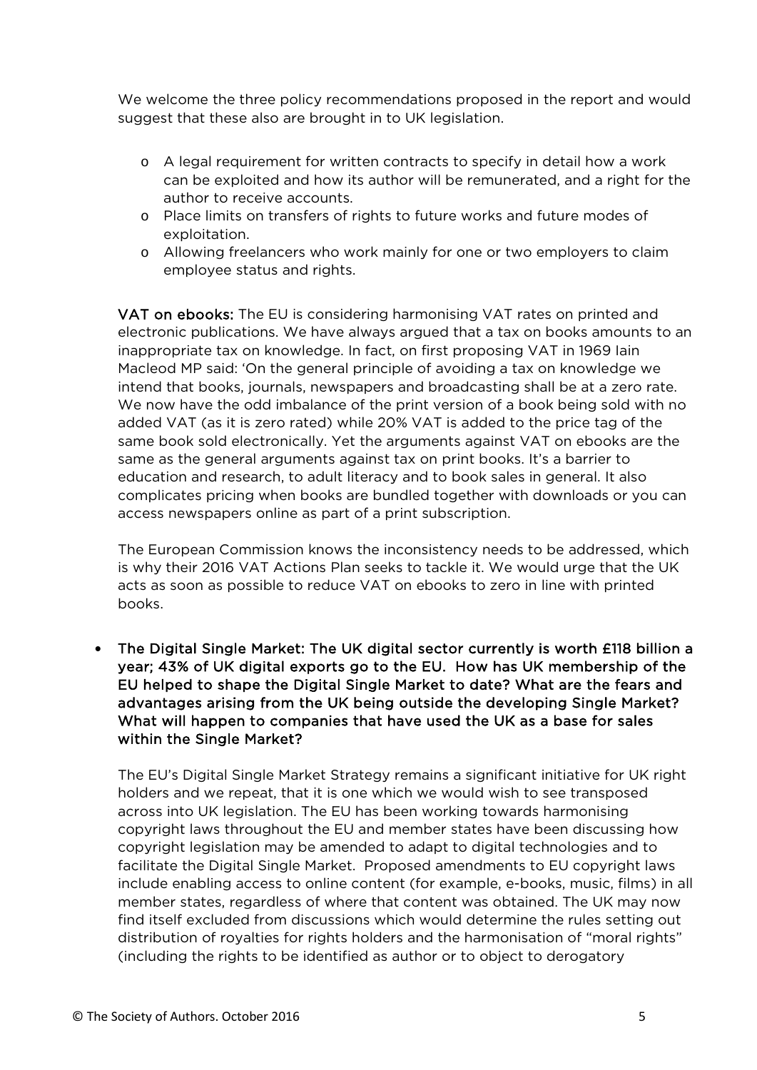We welcome the three policy recommendations proposed in the report and would suggest that these also are brought in to UK legislation.

- A legal requirement for written contracts to specify in detail how a work can be exploited and how its author will be remunerated, and a right for the author to receive accounts.
- Place limits on transfers of rights to future works and future modes of exploitation.
- Allowing freelancers who work mainly for one or two employers to claim employee status and rights.

**VAT on ebooks:** The EU is considering harmonising VAT rates on printed and electronic publications. We have always argued that a tax on books amounts to an inappropriate tax on knowledge. In fact, on first proposing VAT in 1969 Iain Macleod MP said: 'On the general principle of avoiding a tax on knowledge we intend that books, journals, newspapers and broadcasting shall be at a zero rate. We now have the odd imbalance of the print version of a book being sold with no added VAT (as it is zero rated) while 20% VAT is added to the price tag of the same book sold electronically. Yet the arguments against VAT on ebooks are the same as the general arguments against tax on print books. It's a barrier to education and research, to adult literacy and to book sales in general. It also complicates pricing when books are bundled together with downloads or you can access newspapers online as part of a print subscription.

The European Commission knows the inconsistency needs to be addressed, which is why their 2016 VAT Actions Plan seeks to tackle it. We would urge that the UK acts as soon as possible to reduce VAT on ebooks to zero in line with printed books.

- **The Digital Single Market: The UK digital sector currently is worth £118 billion a year; 43% of UK digital exports go to the EU. How has UK membership of the EU helped to shape the Digital Single Market to date? What are the fears and advantages arising from the UK being outside the developing Single Market? What will happen to companies that have used the UK as a base for sales within the Single Market?**

  The EU's Digital Single Market Strategy remains a significant initiative for UK right holders and we repeat, that it is one which we would wish to see transposed across into UK legislation. The EU has been working towards harmonising copyright laws throughout the EU and member states have been discussing how copyright legislation may be amended to adapt to digital technologies and to facilitate the Digital Single Market. Proposed amendments to EU copyright laws include enabling access to online content (for example, e-books, music, films) in all member states, regardless of where that content was obtained. The UK may now find itself excluded from discussions which would determine the rules setting out distribution of royalties for rights holders and the harmonisation of "moral rights" (including the rights to be identified as author or to object to derogatory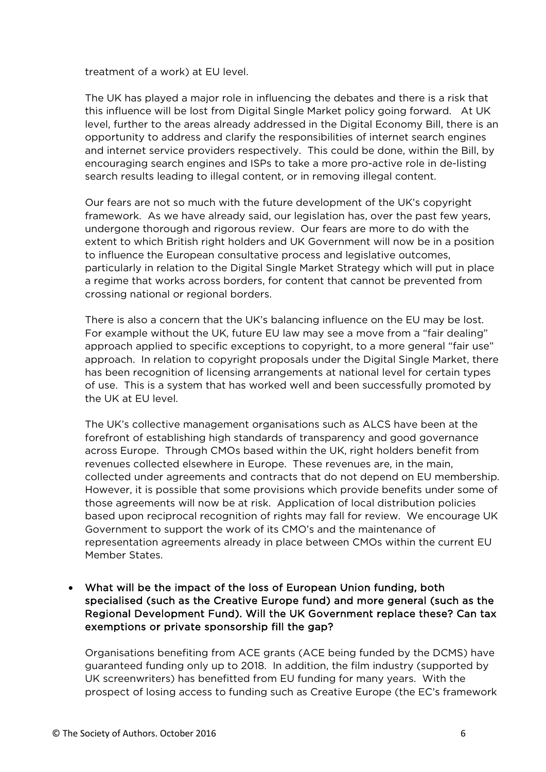treatment of a work) at EU level.

The UK has played a major role in influencing the debates and there is a risk that this influence will be lost from Digital Single Market policy going forward. At UK level, further to the areas already addressed in the Digital Economy Bill, there is an opportunity to address and clarify the responsibilities of internet search engines and internet service providers respectively. This could be done, within the Bill, by encouraging search engines and ISPs to take a more pro-active role in de-listing search results leading to illegal content, or in removing illegal content.

Our fears are not so much with the future development of the UK's copyright framework. As we have already said, our legislation has, over the past few years, undergone thorough and rigorous review. Our fears are more to do with the extent to which British right holders and UK Government will now be in a position to influence the European consultative process and legislative outcomes, particularly in relation to the Digital Single Market Strategy which will put in place a regime that works across borders, for content that cannot be prevented from crossing national or regional borders.

There is also a concern that the UK's balancing influence on the EU may be lost. For example without the UK, future EU law may see a move from a "fair dealing" approach applied to specific exceptions to copyright, to a more general "fair use" approach. In relation to copyright proposals under the Digital Single Market, there has been recognition of licensing arrangements at national level for certain types of use. This is a system that has worked well and been successfully promoted by the UK at EU level.

The UK's collective management organisations such as ALCS have been at the forefront of establishing high standards of transparency and good governance across Europe. Through CMOs based within the UK, right holders benefit from revenues collected elsewhere in Europe. These revenues are, in the main, collected under agreements and contracts that do not depend on EU membership. However, it is possible that some provisions which provide benefits under some of those agreements will now be at risk. Application of local distribution policies based upon reciprocal recognition of rights may fall for review. We encourage UK Government to support the work of its CMO's and the maintenance of representation agreements already in place between CMOs within the current EU Member States.

- **What will be the impact of the loss of European Union funding, both specialised (such as the Creative Europe fund) and more general (such as the Regional Development Fund). Will the UK Government replace these? Can tax exemptions or private sponsorship fill the gap?**

  Organisations benefiting from ACE grants (ACE being funded by the DCMS) have guaranteed funding only up to 2018. In addition, the film industry (supported by UK screenwriters) has benefitted from EU funding for many years. With the prospect of losing access to funding such as Creative Europe (the EC's framework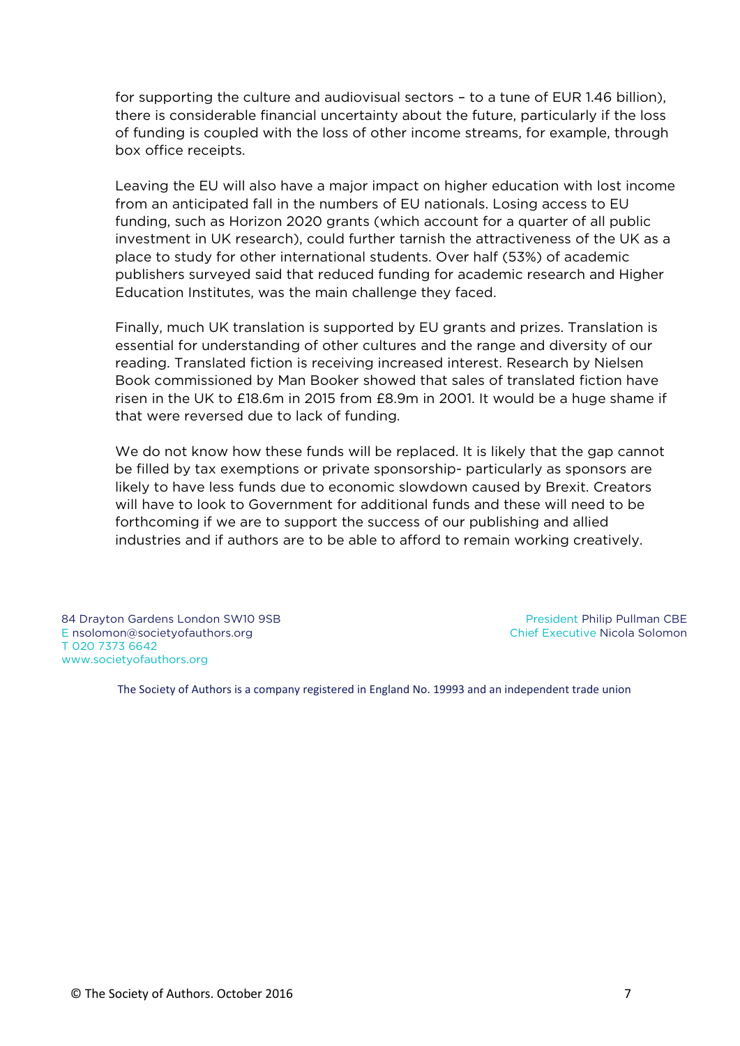for supporting the culture and audiovisual sectors – to a tune of EUR 1.46 billion), there is considerable financial uncertainty about the future, particularly if the loss of funding is coupled with the loss of other income streams, for example, through box office receipts.

Leaving the EU will also have a major impact on higher education with lost income from an anticipated fall in the numbers of EU nationals. Losing access to EU funding, such as Horizon 2020 grants (which account for a quarter of all public investment in UK research), could further tarnish the attractiveness of the UK as a place to study for other international students. Over half (53%) of academic publishers surveyed said that reduced funding for academic research and Higher Education Institutes, was the main challenge they faced.

Finally, much UK translation is supported by EU grants and prizes. Translation is essential for understanding of other cultures and the range and diversity of our reading. Translated fiction is receiving increased interest. Research by Nielsen Book commissioned by Man Booker showed that sales of translated fiction have risen in the UK to £18.6m in 2015 from £8.9m in 2001. It would be a huge shame if that were reversed due to lack of funding.

We do not know how these funds will be replaced. It is likely that the gap cannot be filled by tax exemptions or private sponsorship- particularly as sponsors are likely to have less funds due to economic slowdown caused by Brexit. Creators will have to look to Government for additional funds and these will need to be forthcoming if we are to support the success of our publishing and allied industries and if authors are to be able to afford to remain working creatively.

84 Drayton Gardens London SW10 9SB
E nsolomon@societyofauthors.org
T 020 7373 6642
www.societyofauthors.org

President Philip Pullman CBE
Chief Executive Nicola Solomon

The Society of Authors is a company registered in England No. 19993 and an independent trade union

© The Society of Authors. October 2016